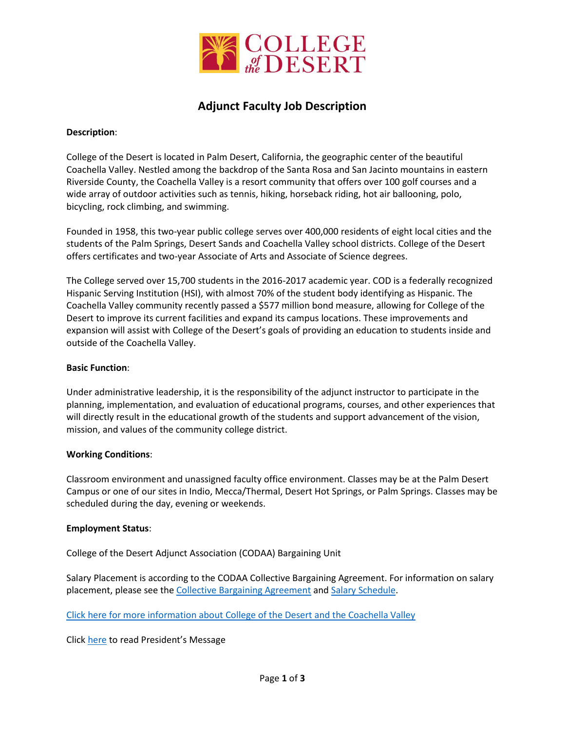# Adjunct Faculty Job Description

**Description**:

College of the Desert is located in Palm Desert, California, the geographic center of the beautiful Coachella Valley. Nestled among the backdrop of the Santa Rosa and San Jacinto mountains in eastern Riverside County, the Coachella Valley is a resort community that offers over 100 golf courses and a wide array of outdoor activities such as tennis, hiking, horseback riding, hot air ballooning, polo, bicycling, rock climbing, and swimming.

Founded in 1958, this two-year public college serves over 400,000 residents of eight local cities and the students of the Palm Springs, Desert Sands and Coachella Valley school districts. College of the Desert offers certificates and two-year Associate of Arts and Associate of Science degrees.

The College served over 15,700 students in the 2016-2017 academic year. COD is a federally recognized Hispanic Serving Institution (HSI), with almost 70% of the student body identifying as Hispanic. The Coachella Valley community recently passed a $577 million bond measure, allowing for College of the Desert to improve its current facilities and expand its campus locations. These improvements and expansion will assist with College of the Desert's goals of providing an education to students inside and outside of the Coachella Valley.

**Basic Function**:

Under administrative leadership, it is the responsibility of the adjunct instructor to participate in the planning, implementation, and evaluation of educational programs, courses, and other experiences that will directly result in the educational growth of the students and support advancement of the vision, mission, and values of the community college district.

**Working Conditions**:

Classroom environment and unassigned faculty office environment. Classes may be at the Palm Desert Campus or one of our sites in Indio, Mecca/Thermal, Desert Hot Springs, or Palm Springs. Classes may be scheduled during the day, evening or weekends.

**Employment Status**:

College of the Desert Adjunct Association (CODAA) Bargaining Unit

Salary Placement is according to the CODAA Collective Bargaining Agreement. For information on salary placement, please see the Collective Bargaining Agreement and Salary Schedule.

Click here for more information about College of the Desert and the Coachella Valley

Click here to read President's Message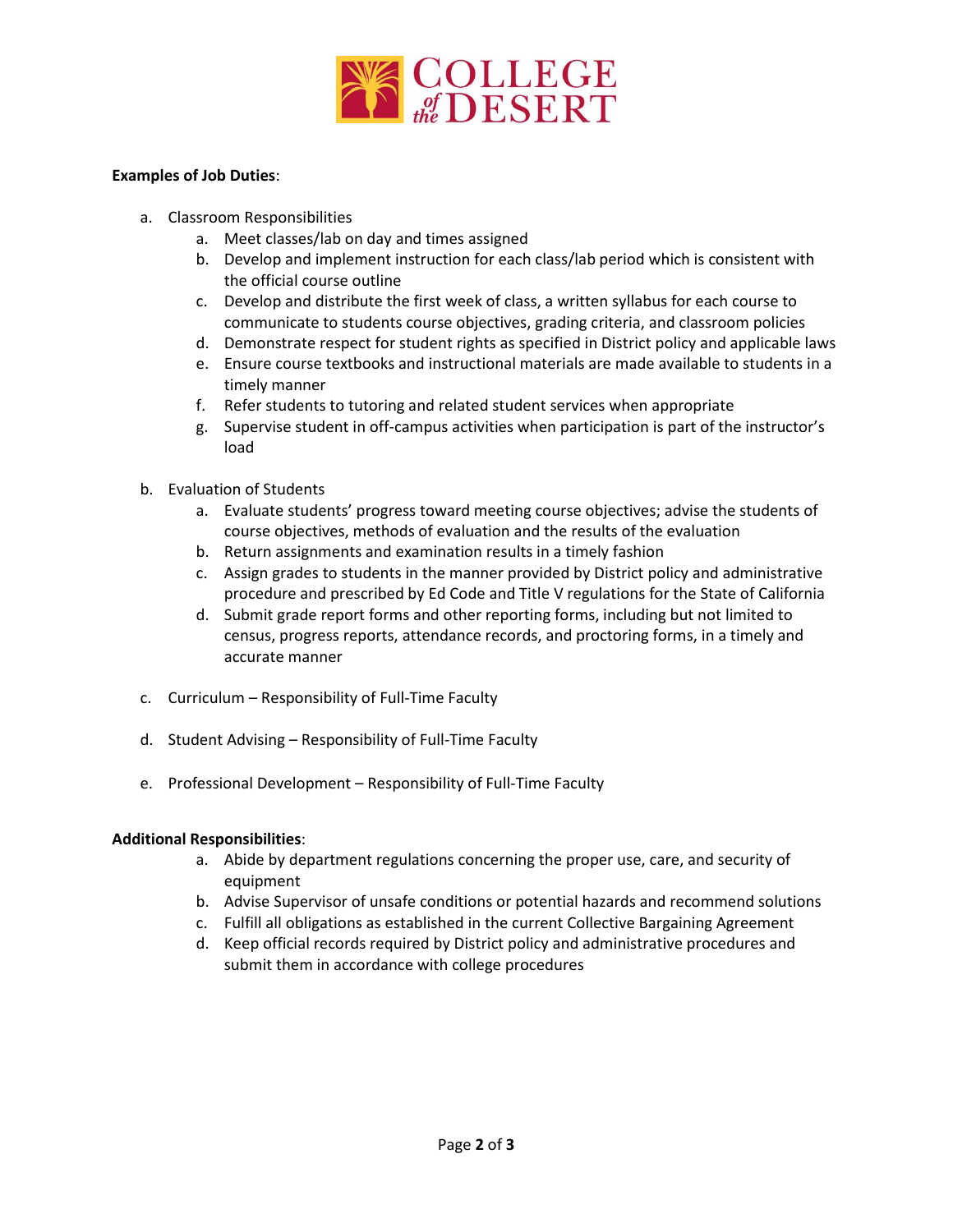**Examples of Job Duties**:

a. Classroom Responsibilities
   a. Meet classes/lab on day and times assigned
   b. Develop and implement instruction for each class/lab period which is consistent with the official course outline
   c. Develop and distribute the first week of class, a written syllabus for each course to communicate to students course objectives, grading criteria, and classroom policies
   d. Demonstrate respect for student rights as specified in District policy and applicable laws
   e. Ensure course textbooks and instructional materials are made available to students in a timely manner
   f. Refer students to tutoring and related student services when appropriate
   g. Supervise student in off-campus activities when participation is part of the instructor's load

b. Evaluation of Students
   a. Evaluate students' progress toward meeting course objectives; advise the students of course objectives, methods of evaluation and the results of the evaluation
   b. Return assignments and examination results in a timely fashion
   c. Assign grades to students in the manner provided by District policy and administrative procedure and prescribed by Ed Code and Title V regulations for the State of California
   d. Submit grade report forms and other reporting forms, including but not limited to census, progress reports, attendance records, and proctoring forms, in a timely and accurate manner

c. Curriculum – Responsibility of Full-Time Faculty

d. Student Advising – Responsibility of Full-Time Faculty

e. Professional Development – Responsibility of Full-Time Faculty

**Additional Responsibilities**:

a. Abide by department regulations concerning the proper use, care, and security of equipment
b. Advise Supervisor of unsafe conditions or potential hazards and recommend solutions
c. Fulfill all obligations as established in the current Collective Bargaining Agreement
d. Keep official records required by District policy and administrative procedures and submit them in accordance with college procedures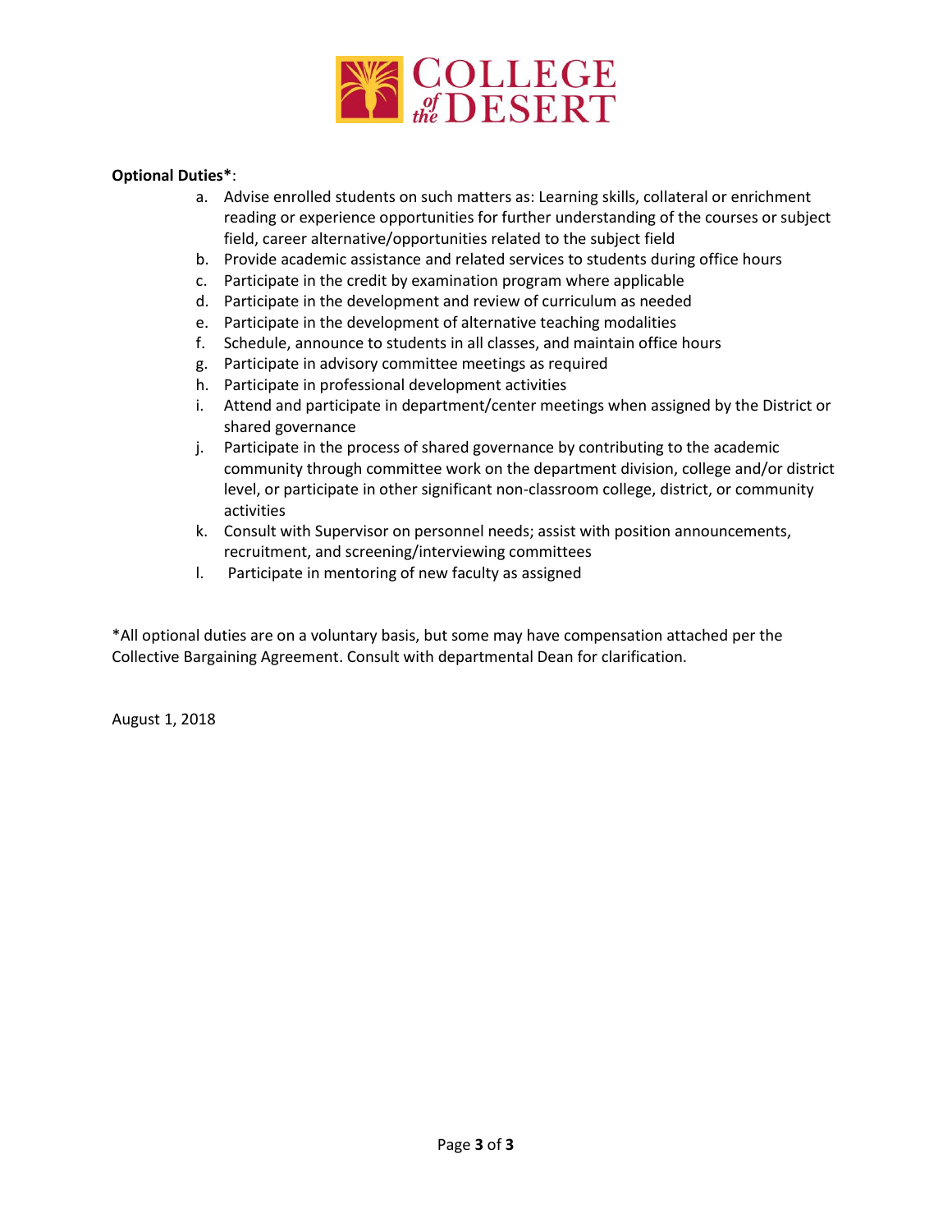**Optional Duties***:

a. Advise enrolled students on such matters as: Learning skills, collateral or enrichment reading or experience opportunities for further understanding of the courses or subject field, career alternative/opportunities related to the subject field
b. Provide academic assistance and related services to students during office hours
c. Participate in the credit by examination program where applicable
d. Participate in the development and review of curriculum as needed
e. Participate in the development of alternative teaching modalities
f. Schedule, announce to students in all classes, and maintain office hours
g. Participate in advisory committee meetings as required
h. Participate in professional development activities
i. Attend and participate in department/center meetings when assigned by the District or shared governance
j. Participate in the process of shared governance by contributing to the academic community through committee work on the department division, college and/or district level, or participate in other significant non-classroom college, district, or community activities
k. Consult with Supervisor on personnel needs; assist with position announcements, recruitment, and screening/interviewing committees
l. Participate in mentoring of new faculty as assigned

*All optional duties are on a voluntary basis, but some may have compensation attached per the Collective Bargaining Agreement. Consult with departmental Dean for clarification.

August 1, 2018